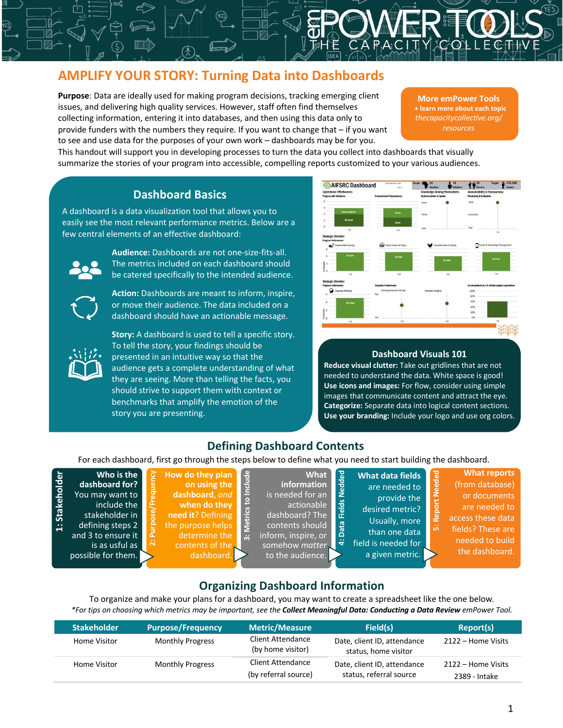# AMPLIFY YOUR STORY: Turning Data into Dashboards

**Purpose**: Data are ideally used for making program decisions, tracking emerging client issues, and delivering high quality services. However, staff often find themselves collecting information, entering it into databases, and then using this data only to provide funders with the numbers they require. If you want to change that – if you want to see and use data for the purposes of your own work – dashboards may be for you. This handout will support you in developing processes to turn the data you collect into dashboards that visually summarize the stories of your program into accessible, compelling reports customized to your various audiences.

**More emPower Tools**
**+ learn more about each topic**
*thecapacitycollective.org/resources*

## Dashboard Basics

A dashboard is a data visualization tool that allows you to easily see the most relevant performance metrics. Below are a few central elements of an effective dashboard:

**Audience:** Dashboards are not one-size-fits-all. The metrics included on each dashboard should be catered specifically to the intended audience.

**Action:** Dashboards are meant to inform, inspire, or move their audience. The data included on a dashboard should have an actionable message.

**Story:** A dashboard is used to tell a specific story. To tell the story, your findings should be presented in an intuitive way so that the audience gets a complete understanding of what they are seeing. More than telling the facts, you should strive to support them with context or benchmarks that amplify the emotion of the story you are presenting.

## Dashboard Visuals 101

**Reduce visual clutter:** Take out gridlines that are not needed to understand the data. White space is good!
**Use icons and images:** For flow, consider using simple images that communicate content and attract the eye.
**Categorize:** Separate data into logical content sections.
**Use your branding:** Include your logo and use org colors.

## Defining Dashboard Contents

For each dashboard, first go through the steps below to define what you need to start building the dashboard.

1. **Stakeholder** – **Who is the dashboard for?** You may want to include the stakeholder in defining steps 2 and 3 to ensure it is as useful as possible for them.
2. **Purpose/Frequency** – **How do they plan on using the dashboard**, *and* **when do they need it**? Defining the purpose helps determine the contents of the dashboard.
3. **Metrics to Include** – **What information** is needed for an actionable dashboard? The contents should inform, inspire, or somehow *matter* to the audience.
4. **Data Fields Needed** – **What data fields** are needed to provide the desired metric? Usually, more than one data field is needed for a given metric.
5. **Report Needed** – **What reports** (from database) or documents are needed to access these data fields? These are needed to build the dashboard.

## Organizing Dashboard Information

To organize and make your plans for a dashboard, you may want to create a spreadsheet like the one below.
*\*For tips on choosing which metrics may be important, see the **Collect Meaningful Data: Conducting a Data Review** emPower Tool.*

| Stakeholder | Purpose/Frequency | Metric/Measure | Field(s) | Report(s) |
|---|---|---|---|---|
| Home Visitor | Monthly Progress | Client Attendance (by home visitor) | Date, client ID, attendance status, home visitor | 2122 – Home Visits |
| Home Visitor | Monthly Progress | Client Attendance (by referral source) | Date, client ID, attendance status, referral source | 2122 – Home Visits<br>2389 - Intake |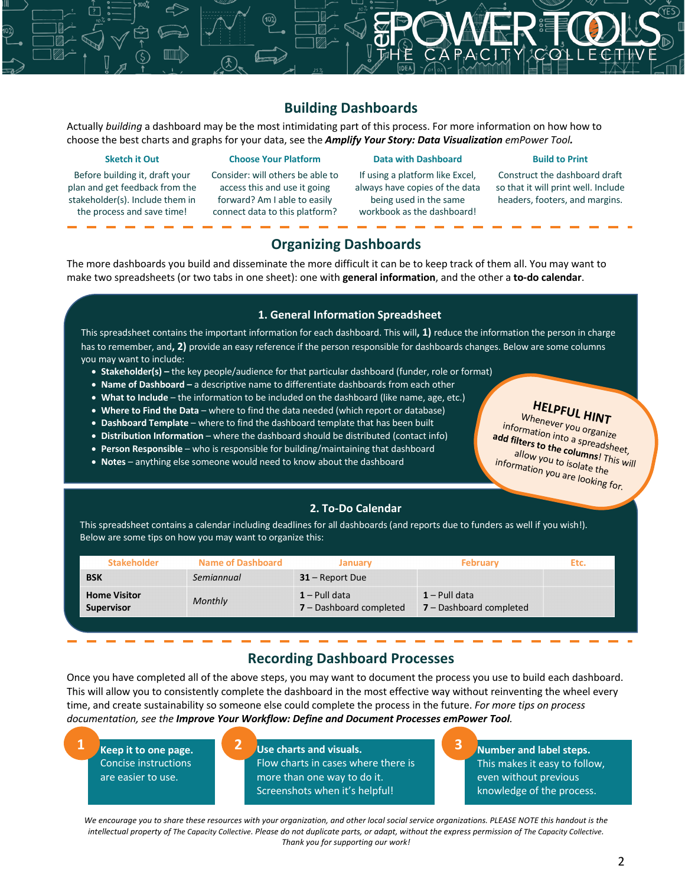## Building Dashboards

Actually *building* a dashboard may be the most intimidating part of this process. For more information on how how to choose the best charts and graphs for your data, see the ***Amplify Your Story: Data Visualization** emPower Tool.*

### Sketch it Out

Before building it, draft your plan and get feedback from the stakeholder(s). Include them in the process and save time!

### Choose Your Platform

Consider: will others be able to access this and use it going forward? Am I able to easily connect data to this platform?

### Data with Dashboard

If using a platform like Excel, always have copies of the data being used in the same workbook as the dashboard!

### Build to Print

Construct the dashboard draft so that it will print well. Include headers, footers, and margins.

## Organizing Dashboards

The more dashboards you build and disseminate the more difficult it can be to keep track of them all. You may want to make two spreadsheets (or two tabs in one sheet): one with **general information**, and the other a **to-do calendar**.

### 1. General Information Spreadsheet

This spreadsheet contains the important information for each dashboard. This will**, 1)** reduce the information the person in charge has to remember, and**, 2)** provide an easy reference if the person responsible for dashboards changes. Below are some columns you may want to include:

- **Stakeholder(s) –** the key people/audience for that particular dashboard (funder, role or format)
- **Name of Dashboard –** a descriptive name to differentiate dashboards from each other
- **What to Include** – the information to be included on the dashboard (like name, age, etc.)
- **Where to Find the Data** – where to find the data needed (which report or database)
- **Dashboard Template** – where to find the dashboard template that has been built
- **Distribution Information** – where the dashboard should be distributed (contact info)
- **Person Responsible** – who is responsible for building/maintaining that dashboard
- **Notes** – anything else someone would need to know about the dashboard

**HELPFUL HINT**

Whenever you organize information into a spreadsheet, **add filters to the columns**! This will allow you to isolate the information you are looking for.

### 2. To-Do Calendar

This spreadsheet contains a calendar including deadlines for all dashboards (and reports due to funders as well if you wish!). Below are some tips on how you may want to organize this:

| Stakeholder | Name of Dashboard | January | February | Etc. |
|---|---|---|---|---|
| **BSK** | *Semiannual* | **31** – Report Due | | |
| **Home Visitor Supervisor** | *Monthly* | **1** – Pull data<br>**7** – Dashboard completed | **1** – Pull data<br>**7** – Dashboard completed | |

## Recording Dashboard Processes

Once you have completed all of the above steps, you may want to document the process you use to build each dashboard. This will allow you to consistently complete the dashboard in the most effective way without reinventing the wheel every time, and create sustainability so someone else could complete the process in the future. *For more tips on process documentation, see the **Improve Your Workflow: Define and Document Processes emPower Tool**.*

1. **Keep it to one page.** Concise instructions are easier to use.
2. **Use charts and visuals.** Flow charts in cases where there is more than one way to do it. Screenshots when it's helpful!
3. **Number and label steps.** This makes it easy to follow, even without previous knowledge of the process.

*We encourage you to share these resources with your organization, and other local social service organizations. PLEASE NOTE this handout is the intellectual property of The Capacity Collective. Please do not duplicate parts, or adapt, without the express permission of The Capacity Collective. Thank you for supporting our work!*